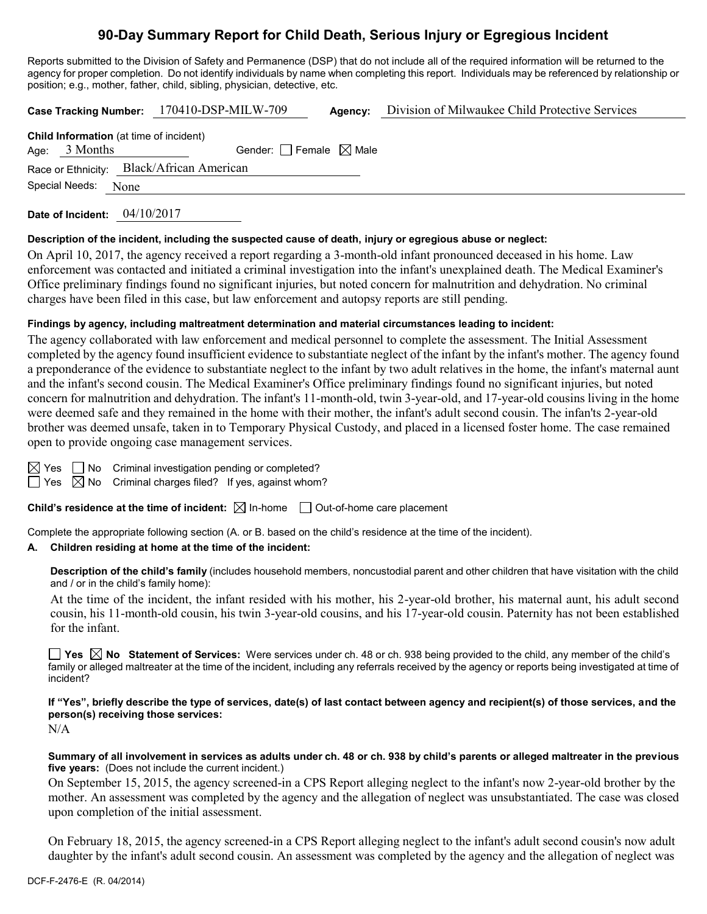# 90-Day Summary Report for Child Death, Serious Injury or Egregious Incident

Reports submitted to the Division of Safety and Permanence (DSP) that do not include all of the required information will be returned to the agency for proper completion. Do not identify individuals by name when completing this report. Individuals may be referenced by relationship or position; e.g., mother, father, child, sibling, physician, detective, etc.

**Case Tracking Number:** 170410-DSP-MILW-709 **Agency:** Division of Milwaukee Child Protective Services

**Child Information** (at time of incident)
Age: 3 Months Gender: ☐ Female ☒ Male
Race or Ethnicity: Black/African American
Special Needs: None

**Date of Incident:** 04/10/2017

**Description of the incident, including the suspected cause of death, injury or egregious abuse or neglect:**

On April 10, 2017, the agency received a report regarding a 3-month-old infant pronounced deceased in his home. Law enforcement was contacted and initiated a criminal investigation into the infant's unexplained death. The Medical Examiner's Office preliminary findings found no significant injuries, but noted concern for malnutrition and dehydration. No criminal charges have been filed in this case, but law enforcement and autopsy reports are still pending.

**Findings by agency, including maltreatment determination and material circumstances leading to incident:**

The agency collaborated with law enforcement and medical personnel to complete the assessment. The Initial Assessment completed by the agency found insufficient evidence to substantiate neglect of the infant by the infant's mother. The agency found a preponderance of the evidence to substantiate neglect to the infant by two adult relatives in the home, the infant's maternal aunt and the infant's second cousin. The Medical Examiner's Office preliminary findings found no significant injuries, but noted concern for malnutrition and dehydration. The infant's 11-month-old, twin 3-year-old, and 17-year-old cousins living in the home were deemed safe and they remained in the home with their mother, the infant's adult second cousin. The infan'ts 2-year-old brother was deemed unsafe, taken in to Temporary Physical Custody, and placed in a licensed foster home. The case remained open to provide ongoing case management services.

☒ Yes ☐ No Criminal investigation pending or completed?
☐ Yes ☒ No Criminal charges filed? If yes, against whom?

**Child's residence at the time of incident:** ☒ In-home ☐ Out-of-home care placement

Complete the appropriate following section (A. or B. based on the child's residence at the time of the incident).

**A. Children residing at home at the time of the incident:**

**Description of the child's family** (includes household members, noncustodial parent and other children that have visitation with the child and / or in the child's family home):

At the time of the incident, the infant resided with his mother, his 2-year-old brother, his maternal aunt, his adult second cousin, his 11-month-old cousin, his twin 3-year-old cousins, and his 17-year-old cousin. Paternity has not been established for the infant.

☐ **Yes** ☒ **No** **Statement of Services:** Were services under ch. 48 or ch. 938 being provided to the child, any member of the child's family or alleged maltreater at the time of the incident, including any referrals received by the agency or reports being investigated at time of incident?

**If "Yes", briefly describe the type of services, date(s) of last contact between agency and recipient(s) of those services, and the person(s) receiving those services:**
N/A

**Summary of all involvement in services as adults under ch. 48 or ch. 938 by child's parents or alleged maltreater in the previous five years:** (Does not include the current incident.)

On September 15, 2015, the agency screened-in a CPS Report alleging neglect to the infant's now 2-year-old brother by the mother. An assessment was completed by the agency and the allegation of neglect was unsubstantiated. The case was closed upon completion of the initial assessment.

On February 18, 2015, the agency screened-in a CPS Report alleging neglect to the infant's adult second cousin's now adult daughter by the infant's adult second cousin. An assessment was completed by the agency and the allegation of neglect was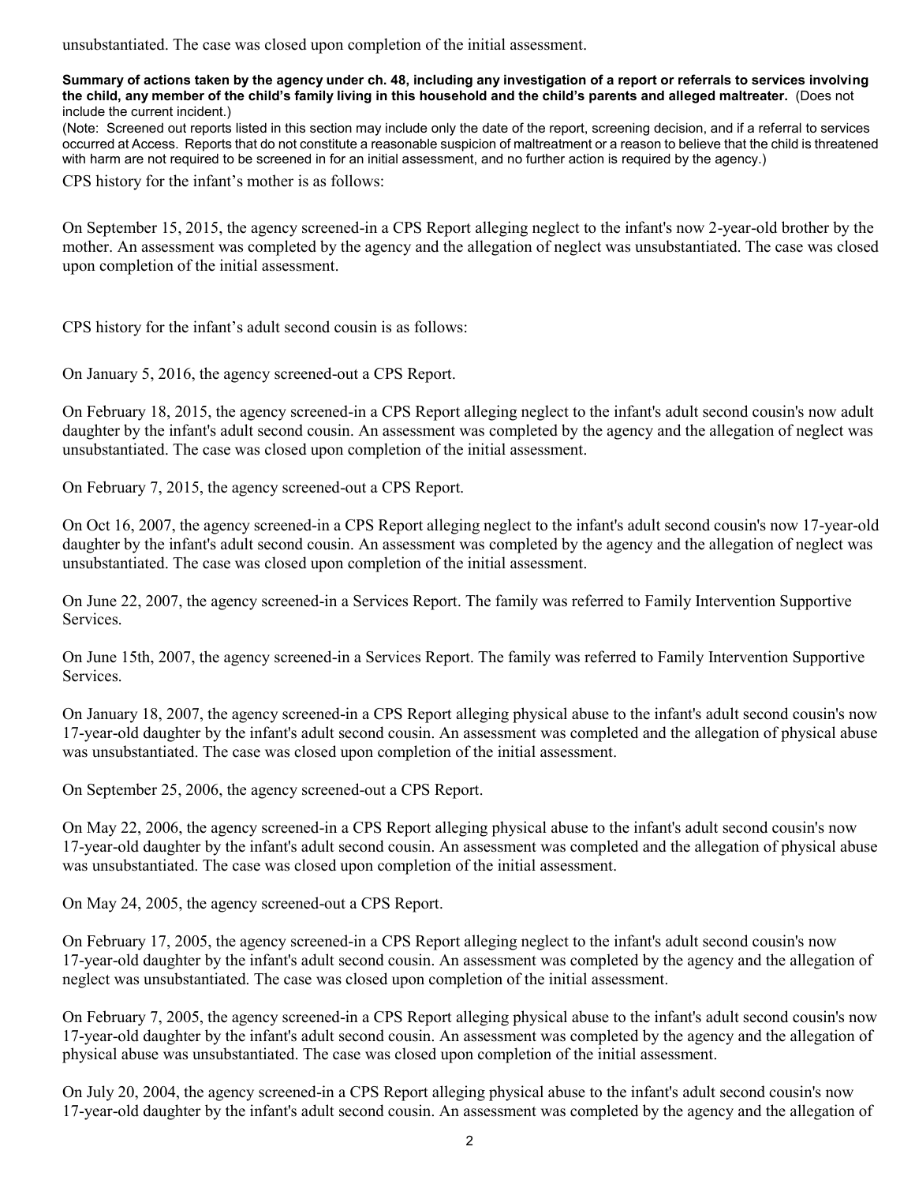unsubstantiated. The case was closed upon completion of the initial assessment.

**Summary of actions taken by the agency under ch. 48, including any investigation of a report or referrals to services involving the child, any member of the child's family living in this household and the child's parents and alleged maltreater.** (Does not include the current incident.)

(Note: Screened out reports listed in this section may include only the date of the report, screening decision, and if a referral to services occurred at Access. Reports that do not constitute a reasonable suspicion of maltreatment or a reason to believe that the child is threatened with harm are not required to be screened in for an initial assessment, and no further action is required by the agency.)

CPS history for the infant's mother is as follows:

On September 15, 2015, the agency screened-in a CPS Report alleging neglect to the infant's now 2-year-old brother by the mother. An assessment was completed by the agency and the allegation of neglect was unsubstantiated. The case was closed upon completion of the initial assessment.

CPS history for the infant's adult second cousin is as follows:

On January 5, 2016, the agency screened-out a CPS Report.

On February 18, 2015, the agency screened-in a CPS Report alleging neglect to the infant's adult second cousin's now adult daughter by the infant's adult second cousin. An assessment was completed by the agency and the allegation of neglect was unsubstantiated. The case was closed upon completion of the initial assessment.

On February 7, 2015, the agency screened-out a CPS Report.

On Oct 16, 2007, the agency screened-in a CPS Report alleging neglect to the infant's adult second cousin's now 17-year-old daughter by the infant's adult second cousin. An assessment was completed by the agency and the allegation of neglect was unsubstantiated. The case was closed upon completion of the initial assessment.

On June 22, 2007, the agency screened-in a Services Report. The family was referred to Family Intervention Supportive Services.

On June 15th, 2007, the agency screened-in a Services Report. The family was referred to Family Intervention Supportive Services.

On January 18, 2007, the agency screened-in a CPS Report alleging physical abuse to the infant's adult second cousin's now 17-year-old daughter by the infant's adult second cousin. An assessment was completed and the allegation of physical abuse was unsubstantiated. The case was closed upon completion of the initial assessment.

On September 25, 2006, the agency screened-out a CPS Report.

On May 22, 2006, the agency screened-in a CPS Report alleging physical abuse to the infant's adult second cousin's now 17-year-old daughter by the infant's adult second cousin. An assessment was completed and the allegation of physical abuse was unsubstantiated. The case was closed upon completion of the initial assessment.

On May 24, 2005, the agency screened-out a CPS Report.

On February 17, 2005, the agency screened-in a CPS Report alleging neglect to the infant's adult second cousin's now 17-year-old daughter by the infant's adult second cousin. An assessment was completed by the agency and the allegation of neglect was unsubstantiated. The case was closed upon completion of the initial assessment.

On February 7, 2005, the agency screened-in a CPS Report alleging physical abuse to the infant's adult second cousin's now 17-year-old daughter by the infant's adult second cousin. An assessment was completed by the agency and the allegation of physical abuse was unsubstantiated. The case was closed upon completion of the initial assessment.

On July 20, 2004, the agency screened-in a CPS Report alleging physical abuse to the infant's adult second cousin's now 17-year-old daughter by the infant's adult second cousin. An assessment was completed by the agency and the allegation of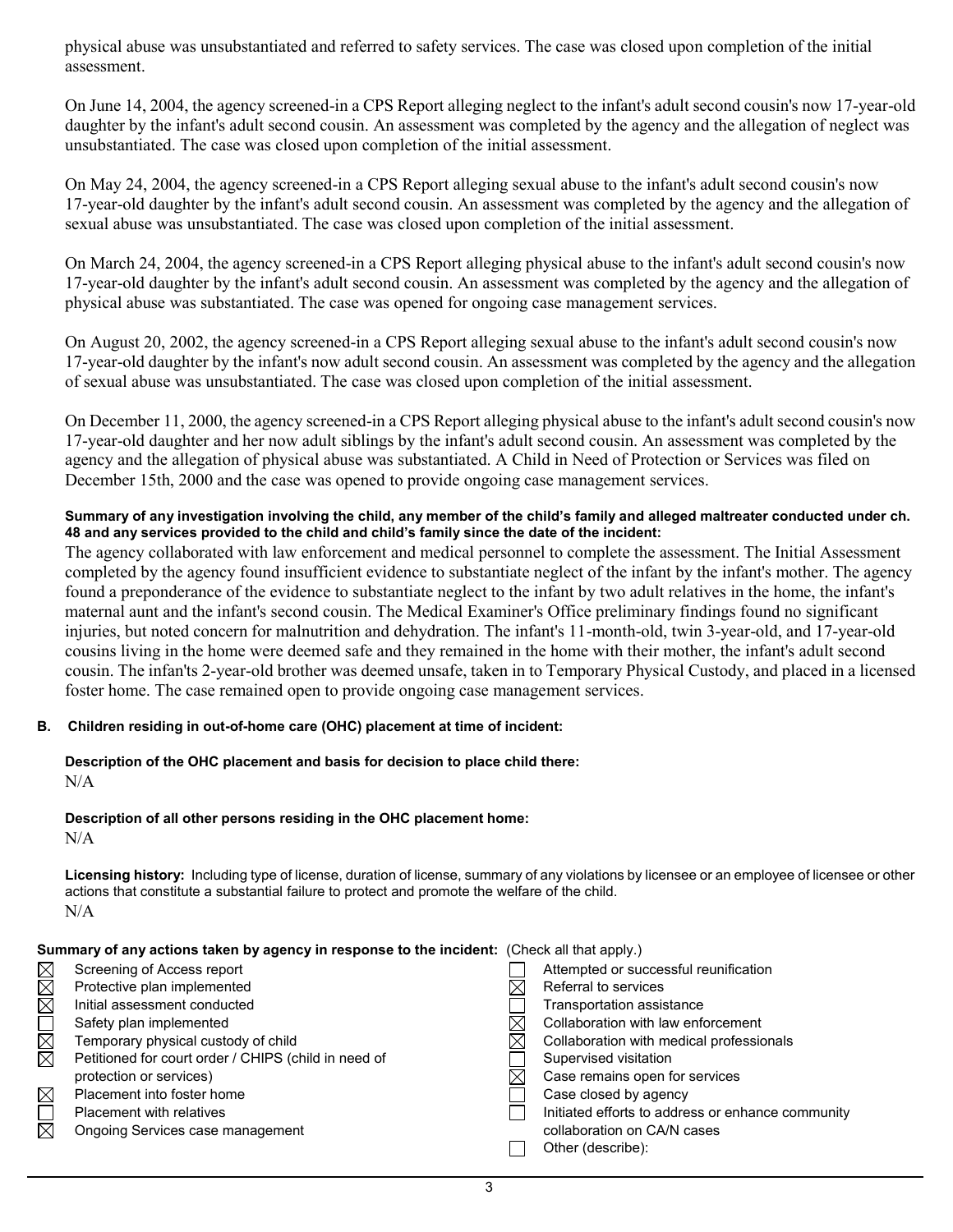physical abuse was unsubstantiated and referred to safety services. The case was closed upon completion of the initial assessment.

On June 14, 2004, the agency screened-in a CPS Report alleging neglect to the infant's adult second cousin's now 17-year-old daughter by the infant's adult second cousin. An assessment was completed by the agency and the allegation of neglect was unsubstantiated. The case was closed upon completion of the initial assessment.

On May 24, 2004, the agency screened-in a CPS Report alleging sexual abuse to the infant's adult second cousin's now 17-year-old daughter by the infant's adult second cousin. An assessment was completed by the agency and the allegation of sexual abuse was unsubstantiated. The case was closed upon completion of the initial assessment.

On March 24, 2004, the agency screened-in a CPS Report alleging physical abuse to the infant's adult second cousin's now 17-year-old daughter by the infant's adult second cousin. An assessment was completed by the agency and the allegation of physical abuse was substantiated. The case was opened for ongoing case management services.

On August 20, 2002, the agency screened-in a CPS Report alleging sexual abuse to the infant's adult second cousin's now 17-year-old daughter by the infant's now adult second cousin. An assessment was completed by the agency and the allegation of sexual abuse was unsubstantiated. The case was closed upon completion of the initial assessment.

On December 11, 2000, the agency screened-in a CPS Report alleging physical abuse to the infant's adult second cousin's now 17-year-old daughter and her now adult siblings by the infant's adult second cousin. An assessment was completed by the agency and the allegation of physical abuse was substantiated. A Child in Need of Protection or Services was filed on December 15th, 2000 and the case was opened to provide ongoing case management services.

**Summary of any investigation involving the child, any member of the child's family and alleged maltreater conducted under ch. 48 and any services provided to the child and child's family since the date of the incident:**

The agency collaborated with law enforcement and medical personnel to complete the assessment. The Initial Assessment completed by the agency found insufficient evidence to substantiate neglect of the infant by the infant's mother. The agency found a preponderance of the evidence to substantiate neglect to the infant by two adult relatives in the home, the infant's maternal aunt and the infant's second cousin. The Medical Examiner's Office preliminary findings found no significant injuries, but noted concern for malnutrition and dehydration. The infant's 11-month-old, twin 3-year-old, and 17-year-old cousins living in the home were deemed safe and they remained in the home with their mother, the infant's adult second cousin. The infan'ts 2-year-old brother was deemed unsafe, taken in to Temporary Physical Custody, and placed in a licensed foster home. The case remained open to provide ongoing case management services.

**B. Children residing in out-of-home care (OHC) placement at time of incident:**

**Description of the OHC placement and basis for decision to place child there:**
N/A

**Description of all other persons residing in the OHC placement home:**
N/A

**Licensing history:** Including type of license, duration of license, summary of any violations by licensee or an employee of licensee or other actions that constitute a substantial failure to protect and promote the welfare of the child.
N/A

**Summary of any actions taken by agency in response to the incident:** (Check all that apply.)

- ☒ Screening of Access report
- ☒ Protective plan implemented
- ☒ Initial assessment conducted
- ☐ Safety plan implemented
- ☒ Temporary physical custody of child
- ☒ Petitioned for court order / CHIPS (child in need of protection or services)
- ☒ Placement into foster home
- ☐ Placement with relatives
- ☒ Ongoing Services case management
- ☐ Attempted or successful reunification
- ☒ Referral to services
- ☐ Transportation assistance
- ☒ Collaboration with law enforcement
- ☒ Collaboration with medical professionals
- ☐ Supervised visitation
- ☒ Case remains open for services
- ☐ Case closed by agency
- ☐ Initiated efforts to address or enhance community collaboration on CA/N cases
- ☐ Other (describe):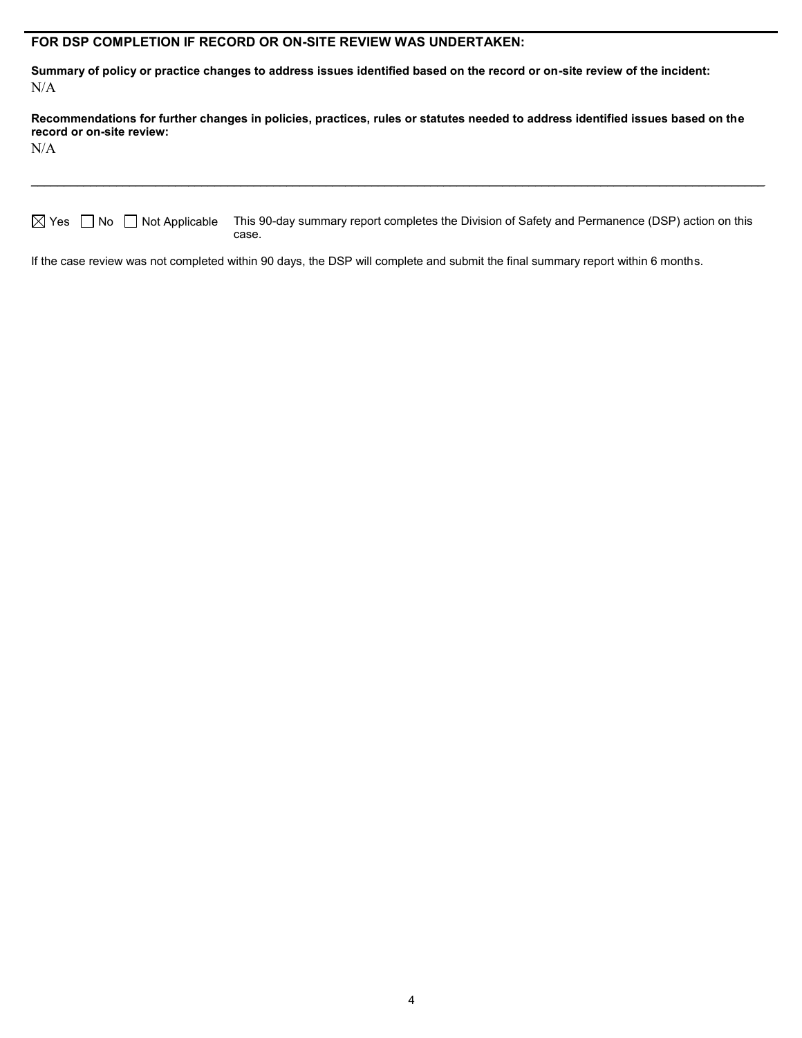**FOR DSP COMPLETION IF RECORD OR ON-SITE REVIEW WAS UNDERTAKEN:**

**Summary of policy or practice changes to address issues identified based on the record or on-site review of the incident:**
N/A

**Recommendations for further changes in policies, practices, rules or statutes needed to address identified issues based on the record or on-site review:**
N/A

---

☒ Yes ☐ No ☐ Not Applicable This 90-day summary report completes the Division of Safety and Permanence (DSP) action on this case.

If the case review was not completed within 90 days, the DSP will complete and submit the final summary report within 6 months.